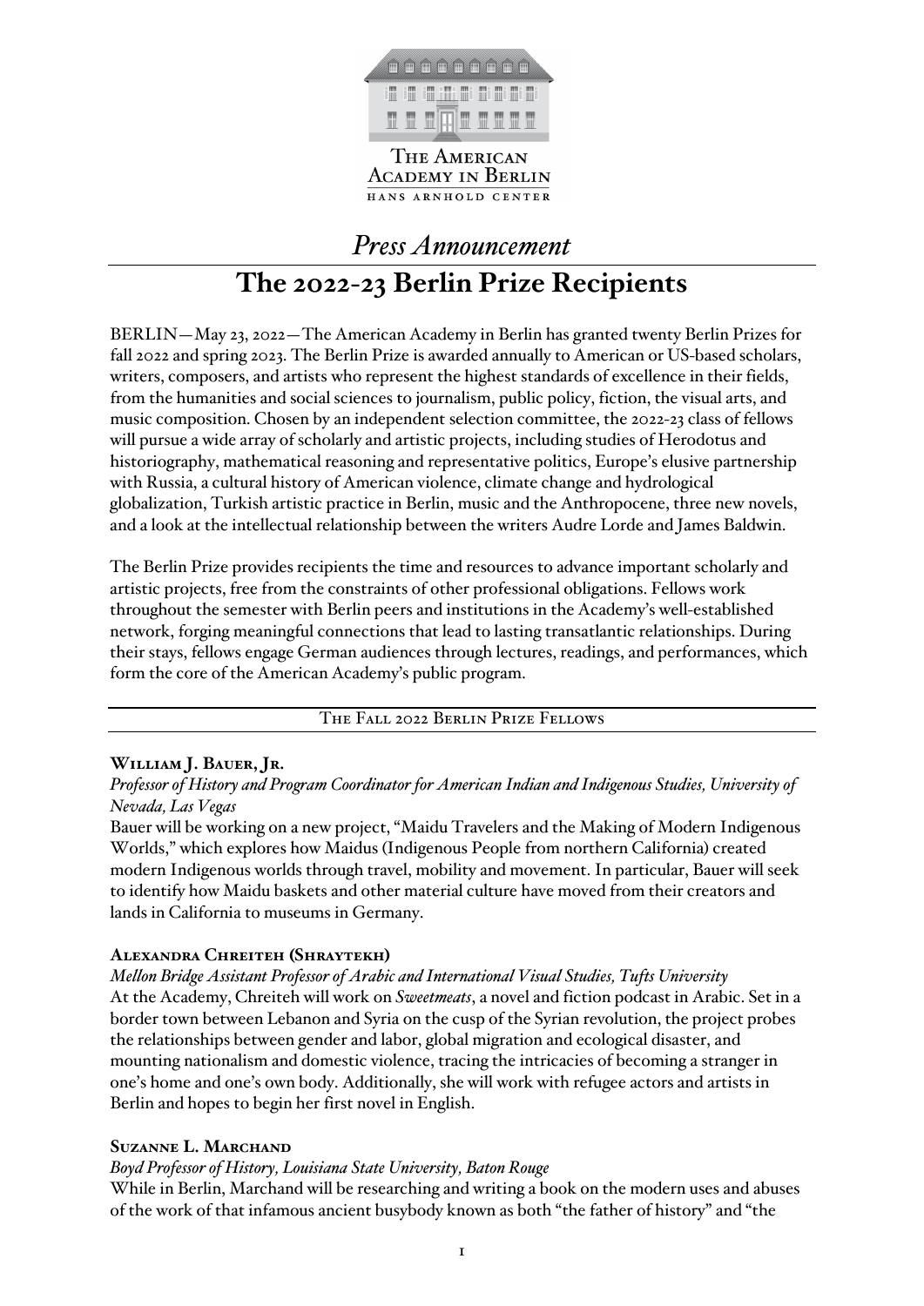The American Academy in Berlin
HANS ARNHOLD CENTER

*Press Announcement*

# The 2022-23 Berlin Prize Recipients

BERLIN—May 23, 2022—The American Academy in Berlin has granted twenty Berlin Prizes for fall 2022 and spring 2023. The Berlin Prize is awarded annually to American or US-based scholars, writers, composers, and artists who represent the highest standards of excellence in their fields, from the humanities and social sciences to journalism, public policy, fiction, the visual arts, and music composition. Chosen by an independent selection committee, the 2022-23 class of fellows will pursue a wide array of scholarly and artistic projects, including studies of Herodotus and historiography, mathematical reasoning and representative politics, Europe's elusive partnership with Russia, a cultural history of American violence, climate change and hydrological globalization, Turkish artistic practice in Berlin, music and the Anthropocene, three new novels, and a look at the intellectual relationship between the writers Audre Lorde and James Baldwin.

The Berlin Prize provides recipients the time and resources to advance important scholarly and artistic projects, free from the constraints of other professional obligations. Fellows work throughout the semester with Berlin peers and institutions in the Academy's well-established network, forging meaningful connections that lead to lasting transatlantic relationships. During their stays, fellows engage German audiences through lectures, readings, and performances, which form the core of the American Academy's public program.

## The Fall 2022 Berlin Prize Fellows

### William J. Bauer, Jr.

*Professor of History and Program Coordinator for American Indian and Indigenous Studies, University of Nevada, Las Vegas*

Bauer will be working on a new project, "Maidu Travelers and the Making of Modern Indigenous Worlds," which explores how Maidus (Indigenous People from northern California) created modern Indigenous worlds through travel, mobility and movement. In particular, Bauer will seek to identify how Maidu baskets and other material culture have moved from their creators and lands in California to museums in Germany.

### Alexandra Chreiteh (Shraytekh)

*Mellon Bridge Assistant Professor of Arabic and International Visual Studies, Tufts University*

At the Academy, Chreiteh will work on *Sweetmeats*, a novel and fiction podcast in Arabic. Set in a border town between Lebanon and Syria on the cusp of the Syrian revolution, the project probes the relationships between gender and labor, global migration and ecological disaster, and mounting nationalism and domestic violence, tracing the intricacies of becoming a stranger in one's home and one's own body. Additionally, she will work with refugee actors and artists in Berlin and hopes to begin her first novel in English.

### Suzanne L. Marchand

*Boyd Professor of History, Louisiana State University, Baton Rouge*

While in Berlin, Marchand will be researching and writing a book on the modern uses and abuses of the work of that infamous ancient busybody known as both "the father of history" and "the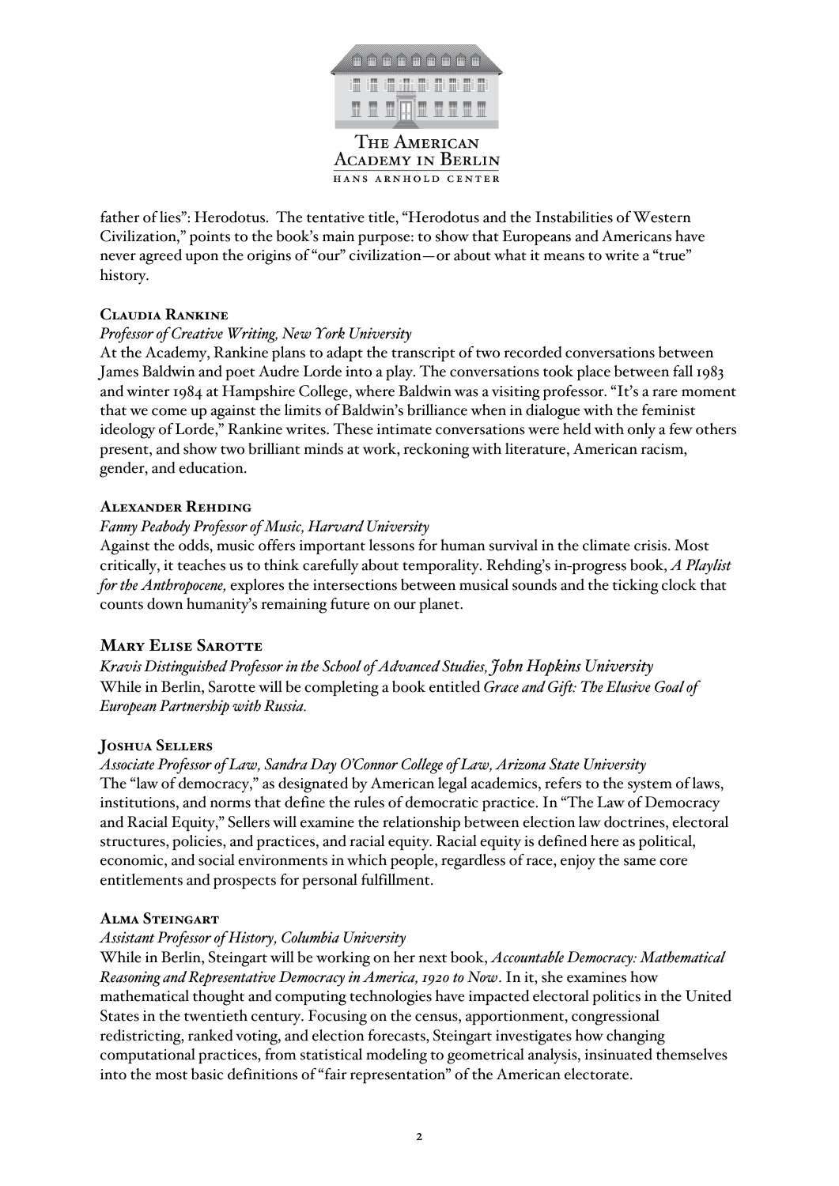father of lies": Herodotus. The tentative title, "Herodotus and the Instabilities of Western Civilization," points to the book's main purpose: to show that Europeans and Americans have never agreed upon the origins of "our" civilization—or about what it means to write a "true" history.

**Claudia Rankine**

*Professor of Creative Writing, New York University*

At the Academy, Rankine plans to adapt the transcript of two recorded conversations between James Baldwin and poet Audre Lorde into a play. The conversations took place between fall 1983 and winter 1984 at Hampshire College, where Baldwin was a visiting professor. "It's a rare moment that we come up against the limits of Baldwin's brilliance when in dialogue with the feminist ideology of Lorde," Rankine writes. These intimate conversations were held with only a few others present, and show two brilliant minds at work, reckoning with literature, American racism, gender, and education.

**Alexander Rehding**

*Fanny Peabody Professor of Music, Harvard University*

Against the odds, music offers important lessons for human survival in the climate crisis. Most critically, it teaches us to think carefully about temporality. Rehding's in-progress book, *A Playlist for the Anthropocene,* explores the intersections between musical sounds and the ticking clock that counts down humanity's remaining future on our planet.

**Mary Elise Sarotte**

*Kravis Distinguished Professor in the School of Advanced Studies, John Hopkins University*

While in Berlin, Sarotte will be completing a book entitled *Grace and Gift: The Elusive Goal of European Partnership with Russia.*

**Joshua Sellers**

*Associate Professor of Law, Sandra Day O'Connor College of Law, Arizona State University*

The "law of democracy," as designated by American legal academics, refers to the system of laws, institutions, and norms that define the rules of democratic practice. In "The Law of Democracy and Racial Equity," Sellers will examine the relationship between election law doctrines, electoral structures, policies, and practices, and racial equity. Racial equity is defined here as political, economic, and social environments in which people, regardless of race, enjoy the same core entitlements and prospects for personal fulfillment.

**Alma Steingart**

*Assistant Professor of History, Columbia University*

While in Berlin, Steingart will be working on her next book, *Accountable Democracy: Mathematical Reasoning and Representative Democracy in America, 1920 to Now*. In it, she examines how mathematical thought and computing technologies have impacted electoral politics in the United States in the twentieth century. Focusing on the census, apportionment, congressional redistricting, ranked voting, and election forecasts, Steingart investigates how changing computational practices, from statistical modeling to geometrical analysis, insinuated themselves into the most basic definitions of "fair representation" of the American electorate.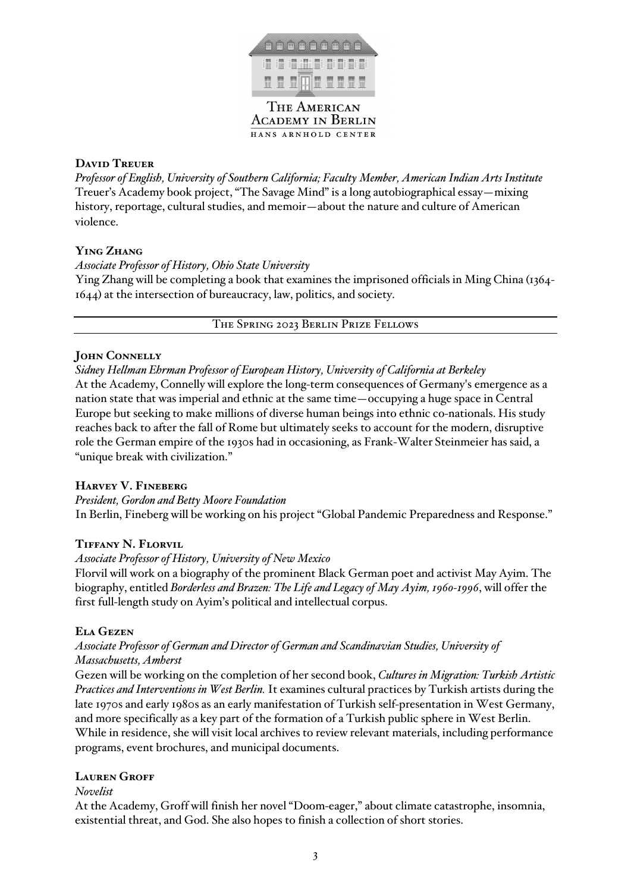THE AMERICAN ACADEMY IN BERLIN
HANS ARNHOLD CENTER

**David Treuer**

*Professor of English, University of Southern California; Faculty Member, American Indian Arts Institute*

Treuer's Academy book project, "The Savage Mind" is a long autobiographical essay—mixing history, reportage, cultural studies, and memoir—about the nature and culture of American violence.

**Ying Zhang**

*Associate Professor of History, Ohio State University*

Ying Zhang will be completing a book that examines the imprisoned officials in Ming China (1364-1644) at the intersection of bureaucracy, law, politics, and society.

## The Spring 2023 Berlin Prize Fellows

**John Connelly**

*Sidney Hellman Ehrman Professor of European History, University of California at Berkeley*

At the Academy, Connelly will explore the long-term consequences of Germany's emergence as a nation state that was imperial and ethnic at the same time—occupying a huge space in Central Europe but seeking to make millions of diverse human beings into ethnic co-nationals. His study reaches back to after the fall of Rome but ultimately seeks to account for the modern, disruptive role the German empire of the 1930s had in occasioning, as Frank-Walter Steinmeier has said, a "unique break with civilization."

**Harvey V. Fineberg**

*President, Gordon and Betty Moore Foundation*

In Berlin, Fineberg will be working on his project "Global Pandemic Preparedness and Response."

**Tiffany N. Florvil**

*Associate Professor of History, University of New Mexico*

Florvil will work on a biography of the prominent Black German poet and activist May Ayim. The biography, entitled *Borderless and Brazen: The Life and Legacy of May Ayim, 1960-1996*, will offer the first full-length study on Ayim's political and intellectual corpus.

**Ela Gezen**

*Associate Professor of German and Director of German and Scandinavian Studies, University of Massachusetts, Amherst*

Gezen will be working on the completion of her second book, *Cultures in Migration: Turkish Artistic Practices and Interventions in West Berlin.* It examines cultural practices by Turkish artists during the late 1970s and early 1980s as an early manifestation of Turkish self-presentation in West Germany, and more specifically as a key part of the formation of a Turkish public sphere in West Berlin. While in residence, she will visit local archives to review relevant materials, including performance programs, event brochures, and municipal documents.

**Lauren Groff**

*Novelist*

At the Academy, Groff will finish her novel "Doom-eager," about climate catastrophe, insomnia, existential threat, and God. She also hopes to finish a collection of short stories.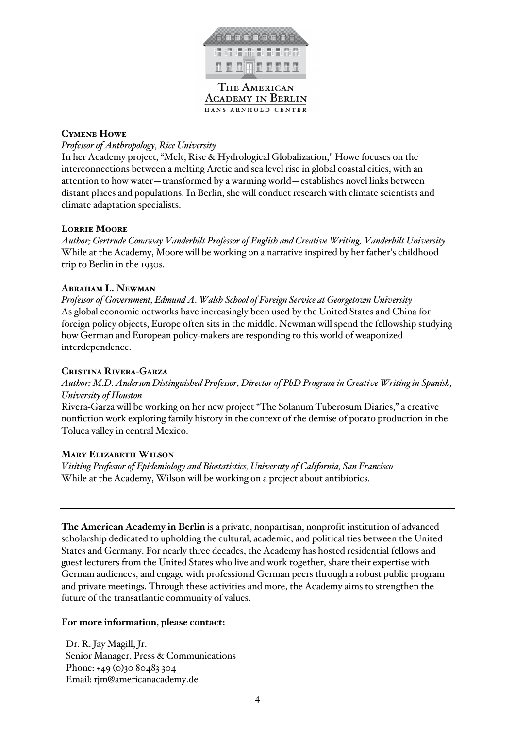The American Academy in Berlin
HANS ARNHOLD CENTER

**Cymene Howe**
*Professor of Anthropology, Rice University*
In her Academy project, "Melt, Rise & Hydrological Globalization," Howe focuses on the interconnections between a melting Arctic and sea level rise in global coastal cities, with an attention to how water—transformed by a warming world—establishes novel links between distant places and populations. In Berlin, she will conduct research with climate scientists and climate adaptation specialists.

**Lorrie Moore**
*Author; Gertrude Conaway Vanderbilt Professor of English and Creative Writing, Vanderbilt University*
While at the Academy, Moore will be working on a narrative inspired by her father's childhood trip to Berlin in the 1930s.

**Abraham L. Newman**
*Professor of Government, Edmund A. Walsh School of Foreign Service at Georgetown University*
As global economic networks have increasingly been used by the United States and China for foreign policy objects, Europe often sits in the middle. Newman will spend the fellowship studying how German and European policy-makers are responding to this world of weaponized interdependence.

**Cristina Rivera-Garza**
*Author; M.D. Anderson Distinguished Professor, Director of PhD Program in Creative Writing in Spanish, University of Houston*
Rivera-Garza will be working on her new project "The Solanum Tuberosum Diaries," a creative nonfiction work exploring family history in the context of the demise of potato production in the Toluca valley in central Mexico.

**Mary Elizabeth Wilson**
*Visiting Professor of Epidemiology and Biostatistics, University of California, San Francisco*
While at the Academy, Wilson will be working on a project about antibiotics.

---

**The American Academy in Berlin** is a private, nonpartisan, nonprofit institution of advanced scholarship dedicated to upholding the cultural, academic, and political ties between the United States and Germany. For nearly three decades, the Academy has hosted residential fellows and guest lecturers from the United States who live and work together, share their expertise with German audiences, and engage with professional German peers through a robust public program and private meetings. Through these activities and more, the Academy aims to strengthen the future of the transatlantic community of values.

**For more information, please contact:**

Dr. R. Jay Magill, Jr.
Senior Manager, Press & Communications
Phone: +49 (0)30 80483 304
Email: rjm@americanacademy.de